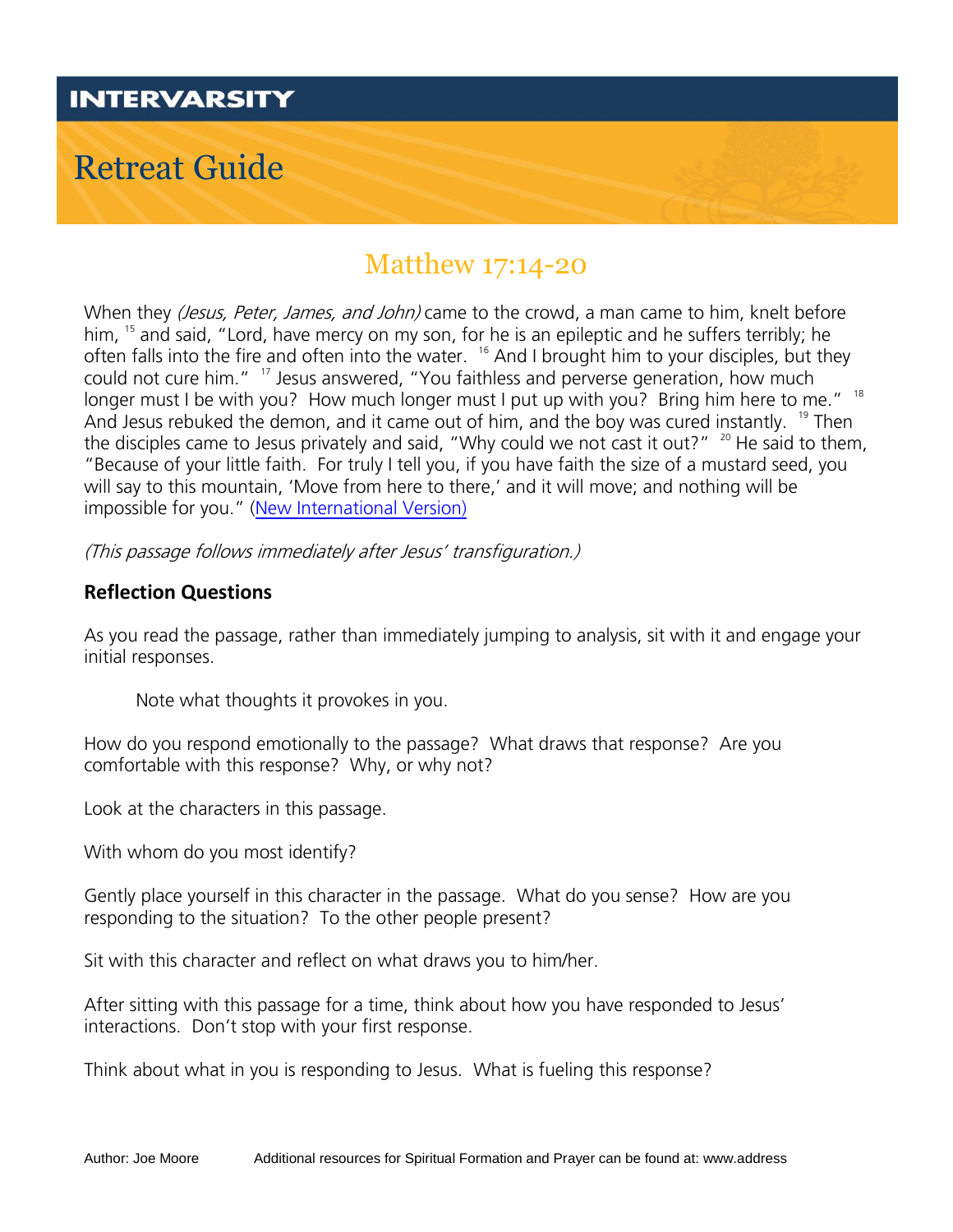# INTERVARSITY

# Retreat Guide

## Matthew 17:14-20

When they *(Jesus, Peter, James, and John)* came to the crowd, a man came to him, knelt before him, [15] and said, "Lord, have mercy on my son, for he is an epileptic and he suffers terribly; he often falls into the fire and often into the water. [16] And I brought him to your disciples, but they could not cure him." [17] Jesus answered, "You faithless and perverse generation, how much longer must I be with you? How much longer must I put up with you? Bring him here to me." [18] And Jesus rebuked the demon, and it came out of him, and the boy was cured instantly. [19] Then the disciples came to Jesus privately and said, "Why could we not cast it out?" [20] He said to them, "Because of your little faith. For truly I tell you, if you have faith the size of a mustard seed, you will say to this mountain, 'Move from here to there,' and it will move; and nothing will be impossible for you." (New International Version)

*(This passage follows immediately after Jesus' transfiguration.)*

### Reflection Questions

As you read the passage, rather than immediately jumping to analysis, sit with it and engage your initial responses.

> Note what thoughts it provokes in you.

How do you respond emotionally to the passage? What draws that response? Are you comfortable with this response? Why, or why not?

Look at the characters in this passage.

With whom do you most identify?

Gently place yourself in this character in the passage. What do you sense? How are you responding to the situation? To the other people present?

Sit with this character and reflect on what draws you to him/her.

After sitting with this passage for a time, think about how you have responded to Jesus' interactions. Don't stop with your first response.

Think about what in you is responding to Jesus. What is fueling this response?

Author: Joe Moore Additional resources for Spiritual Formation and Prayer can be found at: www.address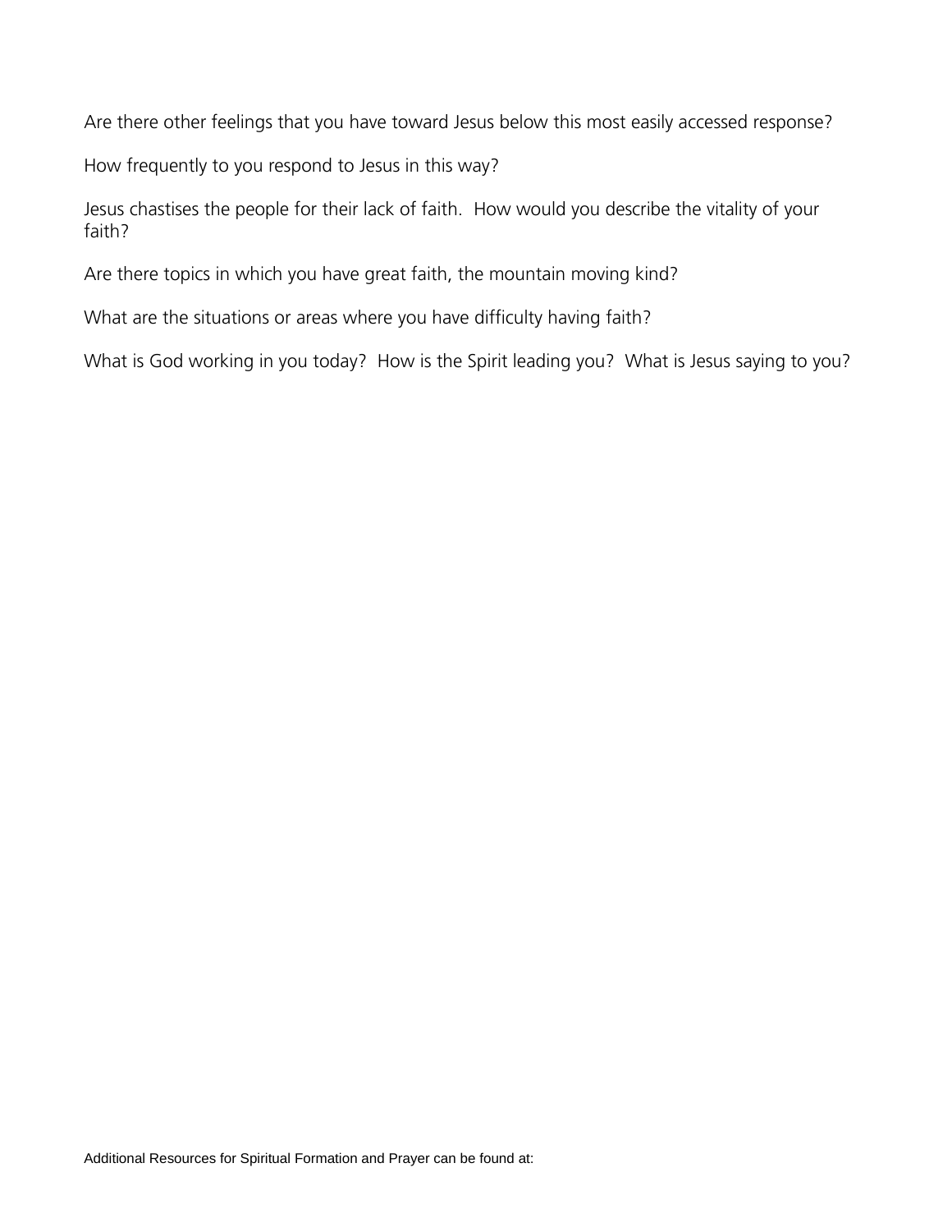Are there other feelings that you have toward Jesus below this most easily accessed response?

How frequently to you respond to Jesus in this way?

Jesus chastises the people for their lack of faith. How would you describe the vitality of your faith?

Are there topics in which you have great faith, the mountain moving kind?

What are the situations or areas where you have difficulty having faith?

What is God working in you today? How is the Spirit leading you? What is Jesus saying to you?

Additional Resources for Spiritual Formation and Prayer can be found at: